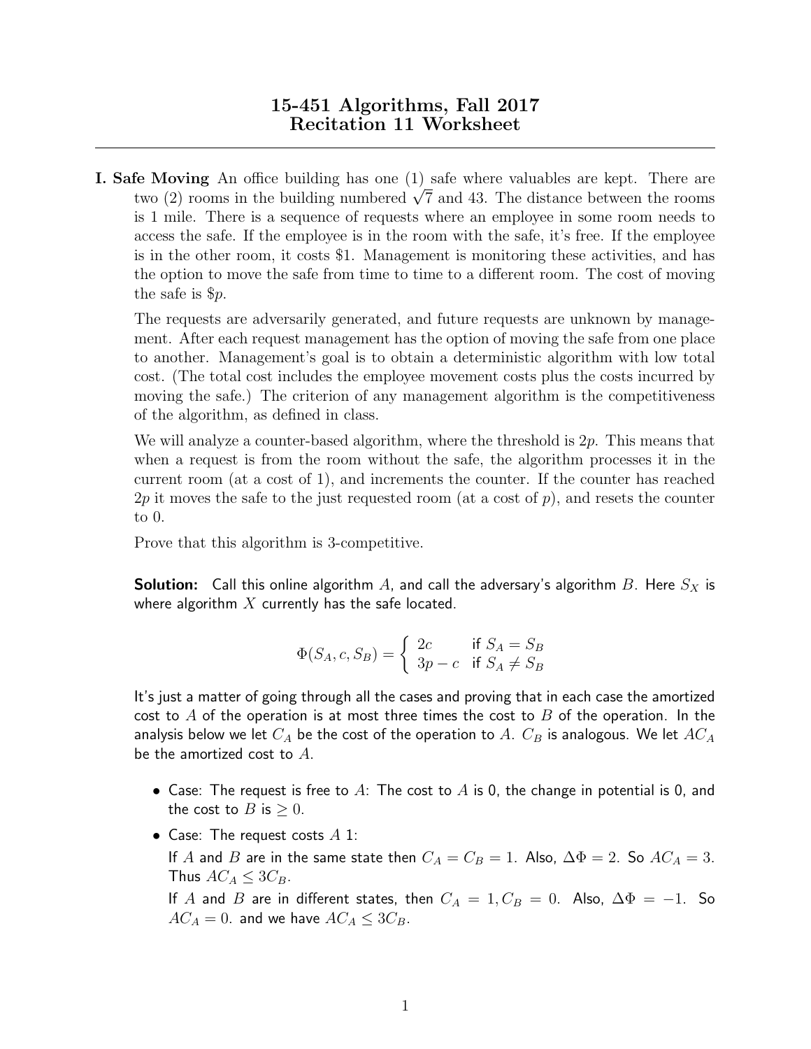# 15-451 Algorithms, Fall 2017
# Recitation 11 Worksheet

---

**I. Safe Moving** An office building has one (1) safe where valuables are kept. There are two (2) rooms in the building numbered $\sqrt{7}$ and 43. The distance between the rooms is 1 mile. There is a sequence of requests where an employee in some room needs to access the safe. If the employee is in the room with the safe, it's free. If the employee is in the other room, it costs \$1. Management is monitoring these activities, and has the option to move the safe from time to time to a different room. The cost of moving the safe is \$$p$.

The requests are adversarially generated, and future requests are unknown by management. After each request management has the option of moving the safe from one place to another. Management's goal is to obtain a deterministic algorithm with low total cost. (The total cost includes the employee movement costs plus the costs incurred by moving the safe.) The criterion of any management algorithm is the competitiveness of the algorithm, as defined in class.

We will analyze a counter-based algorithm, where the threshold is $2p$. This means that when a request is from the room without the safe, the algorithm processes it in the current room (at a cost of 1), and increments the counter. If the counter has reached $2p$ it moves the safe to the just requested room (at a cost of $p$), and resets the counter to 0.

Prove that this algorithm is 3-competitive.

**Solution:** Call this online algorithm $A$, and call the adversary's algorithm $B$. Here $S_X$ is where algorithm $X$ currently has the safe located.

$$\Phi(S_A, c, S_B) = \begin{cases} 2c & \text{if } S_A = S_B \\ 3p - c & \text{if } S_A \neq S_B \end{cases}$$

It's just a matter of going through all the cases and proving that in each case the amortized cost to $A$ of the operation is at most three times the cost to $B$ of the operation. In the analysis below we let $C_A$ be the cost of the operation to $A$. $C_B$ is analogous. We let $AC_A$ be the amortized cost to $A$.

- Case: The request is free to $A$: The cost to $A$ is 0, the change in potential is 0, and the cost to $B$ is $\geq 0$.
- Case: The request costs $A$ 1:

  If $A$ and $B$ are in the same state then $C_A = C_B = 1$. Also, $\Delta\Phi = 2$. So $AC_A = 3$. Thus $AC_A \leq 3C_B$.

  If $A$ and $B$ are in different states, then $C_A = 1, C_B = 0$. Also, $\Delta\Phi = -1$. So $AC_A = 0$. and we have $AC_A \leq 3C_B$.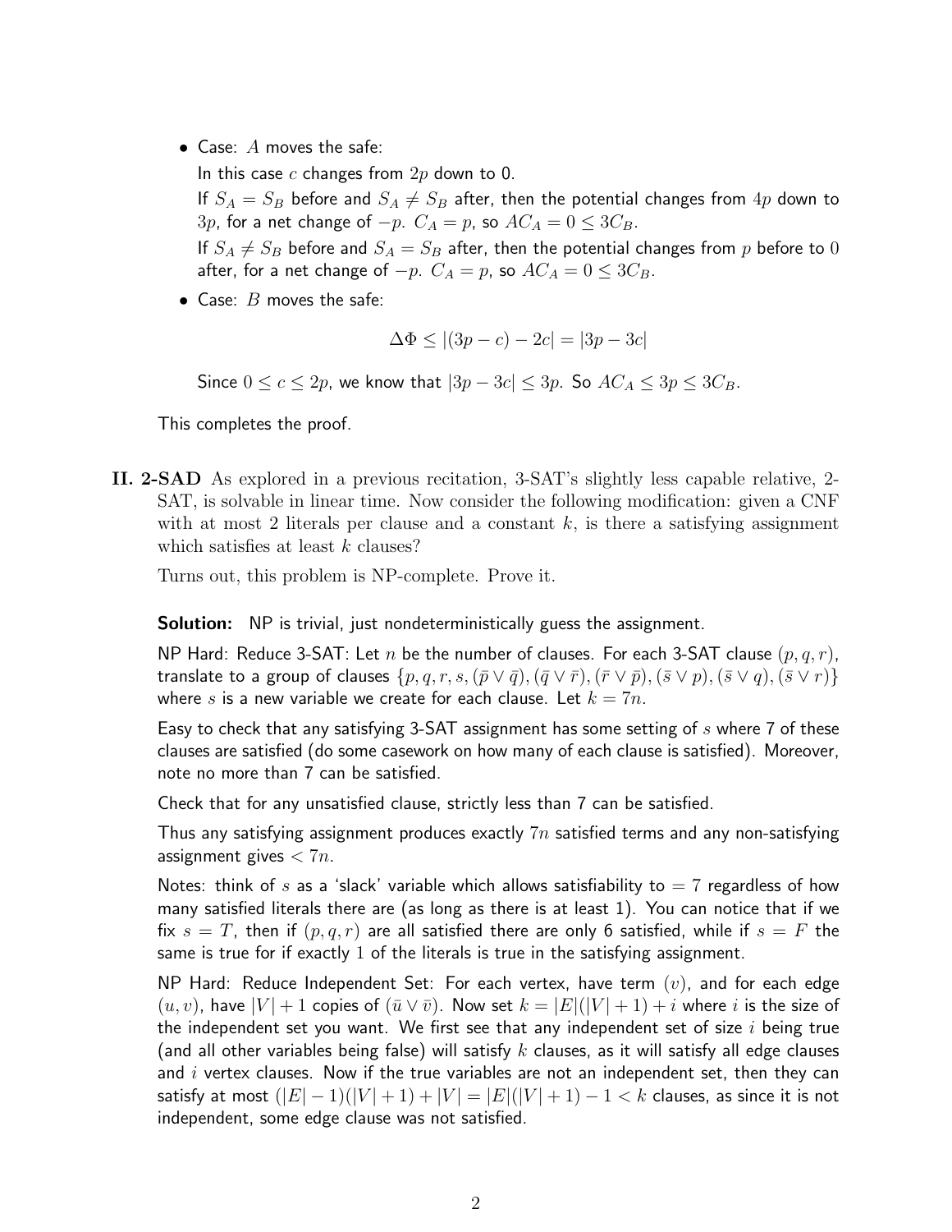- Case: $A$ moves the safe:

  In this case $c$ changes from $2p$ down to 0.

  If $S_A = S_B$ before and $S_A \neq S_B$ after, then the potential changes from $4p$ down to $3p$, for a net change of $-p$. $C_A = p$, so $AC_A = 0 \leq 3C_B$.

  If $S_A \neq S_B$ before and $S_A = S_B$ after, then the potential changes from $p$ before to 0 after, for a net change of $-p$. $C_A = p$, so $AC_A = 0 \leq 3C_B$.

- Case: $B$ moves the safe:

$$\Delta\Phi \leq |(3p - c) - 2c| = |3p - 3c|$$

  Since $0 \leq c \leq 2p$, we know that $|3p - 3c| \leq 3p$. So $AC_A \leq 3p \leq 3C_B$.

This completes the proof.

**II. 2-SAD** As explored in a previous recitation, 3-SAT's slightly less capable relative, 2-SAT, is solvable in linear time. Now consider the following modification: given a CNF with at most 2 literals per clause and a constant $k$, is there a satisfying assignment which satisfies at least $k$ clauses?

Turns out, this problem is NP-complete. Prove it.

**Solution:** NP is trivial, just nondeterministically guess the assignment.

NP Hard: Reduce 3-SAT: Let $n$ be the number of clauses. For each 3-SAT clause $(p, q, r)$, translate to a group of clauses $\{p, q, r, s, (\bar{p} \vee \bar{q}), (\bar{q} \vee \bar{r}), (\bar{r} \vee \bar{p}), (\bar{s} \vee p), (\bar{s} \vee q), (\bar{s} \vee r)\}$ where $s$ is a new variable we create for each clause. Let $k = 7n$.

Easy to check that any satisfying 3-SAT assignment has some setting of $s$ where 7 of these clauses are satisfied (do some casework on how many of each clause is satisfied). Moreover, note no more than 7 can be satisfied.

Check that for any unsatisfied clause, strictly less than 7 can be satisfied.

Thus any satisfying assignment produces exactly $7n$ satisfied terms and any non-satisfying assignment gives $< 7n$.

Notes: think of $s$ as a 'slack' variable which allows satisfiability to $= 7$ regardless of how many satisfied literals there are (as long as there is at least 1). You can notice that if we fix $s = T$, then if $(p, q, r)$ are all satisfied there are only 6 satisfied, while if $s = F$ the same is true for if exactly 1 of the literals is true in the satisfying assignment.

NP Hard: Reduce Independent Set: For each vertex, have term $(v)$, and for each edge $(u, v)$, have $|V| + 1$ copies of $(\bar{u} \vee \bar{v})$. Now set $k = |E|(|V| + 1) + i$ where $i$ is the size of the independent set you want. We first see that any independent set of size $i$ being true (and all other variables being false) will satisfy $k$ clauses, as it will satisfy all edge clauses and $i$ vertex clauses. Now if the true variables are not an independent set, then they can satisfy at most $(|E| - 1)(|V| + 1) + |V| = |E|(|V| + 1) - 1 < k$ clauses, as since it is not independent, some edge clause was not satisfied.